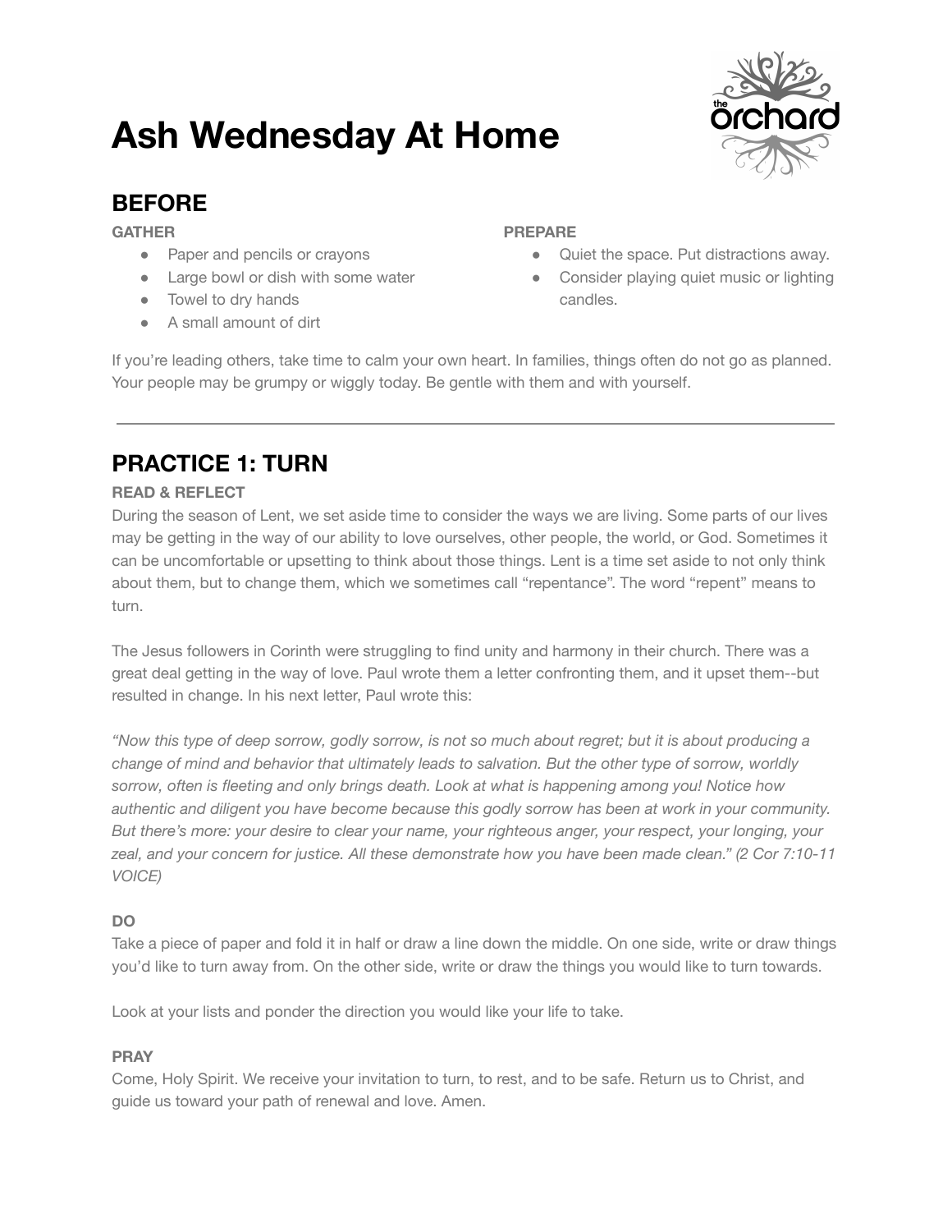# Ash Wednesday At Home

## BEFORE

**GATHER**

- Paper and pencils or crayons
- Large bowl or dish with some water
- Towel to dry hands
- A small amount of dirt

**PREPARE**

- Quiet the space. Put distractions away.
- Consider playing quiet music or lighting candles.

If you're leading others, take time to calm your own heart. In families, things often do not go as planned. Your people may be grumpy or wiggly today. Be gentle with them and with yourself.

---

## PRACTICE 1: TURN

**READ & REFLECT**

During the season of Lent, we set aside time to consider the ways we are living. Some parts of our lives may be getting in the way of our ability to love ourselves, other people, the world, or God. Sometimes it can be uncomfortable or upsetting to think about those things. Lent is a time set aside to not only think about them, but to change them, which we sometimes call "repentance". The word "repent" means to turn.

The Jesus followers in Corinth were struggling to find unity and harmony in their church. There was a great deal getting in the way of love. Paul wrote them a letter confronting them, and it upset them--but resulted in change. In his next letter, Paul wrote this:

*"Now this type of deep sorrow, godly sorrow, is not so much about regret; but it is about producing a change of mind and behavior that ultimately leads to salvation. But the other type of sorrow, worldly sorrow, often is fleeting and only brings death. Look at what is happening among you! Notice how authentic and diligent you have become because this godly sorrow has been at work in your community. But there's more: your desire to clear your name, your righteous anger, your respect, your longing, your zeal, and your concern for justice. All these demonstrate how you have been made clean." (2 Cor 7:10-11 VOICE)*

**DO**

Take a piece of paper and fold it in half or draw a line down the middle. On one side, write or draw things you'd like to turn away from. On the other side, write or draw the things you would like to turn towards.

Look at your lists and ponder the direction you would like your life to take.

**PRAY**

Come, Holy Spirit. We receive your invitation to turn, to rest, and to be safe. Return us to Christ, and guide us toward your path of renewal and love. Amen.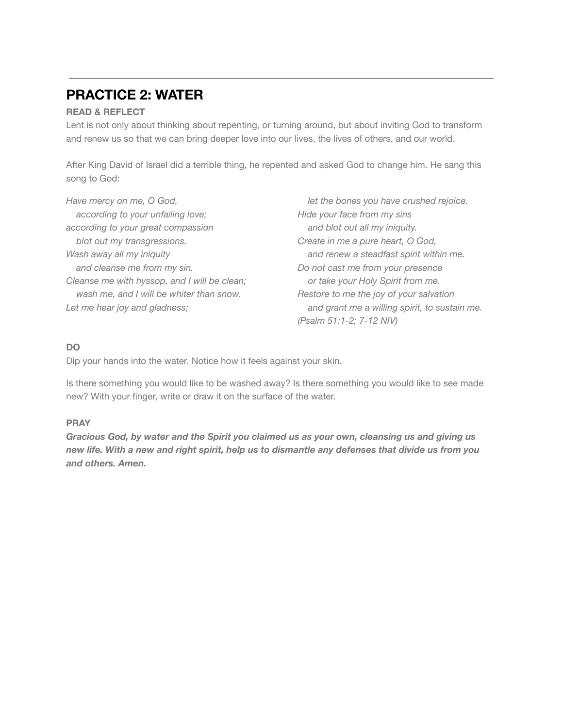## PRACTICE 2: WATER

**READ & REFLECT**

Lent is not only about thinking about repenting, or turning around, but about inviting God to transform and renew us so that we can bring deeper love into our lives, the lives of others, and our world.

After King David of Israel did a terrible thing, he repented and asked God to change him. He sang this song to God:

*Have mercy on me, O God,*
*according to your unfailing love;*
*according to your great compassion*
*blot out my transgressions.*
*Wash away all my iniquity*
*and cleanse me from my sin.*
*Cleanse me with hyssop, and I will be clean;*
*wash me, and I will be whiter than snow.*
*Let me hear joy and gladness;*
*let the bones you have crushed rejoice.*
*Hide your face from my sins*
*and blot out all my iniquity.*
*Create in me a pure heart, O God,*
*and renew a steadfast spirit within me.*
*Do not cast me from your presence*
*or take your Holy Spirit from me.*
*Restore to me the joy of your salvation*
*and grant me a willing spirit, to sustain me.*
*(Psalm 51:1-2; 7-12 NIV)*

**DO**

Dip your hands into the water. Notice how it feels against your skin.

Is there something you would like to be washed away? Is there something you would like to see made new? With your finger, write or draw it on the surface of the water.

**PRAY**

***Gracious God, by water and the Spirit you claimed us as your own, cleansing us and giving us new life. With a new and right spirit, help us to dismantle any defenses that divide us from you and others. Amen.***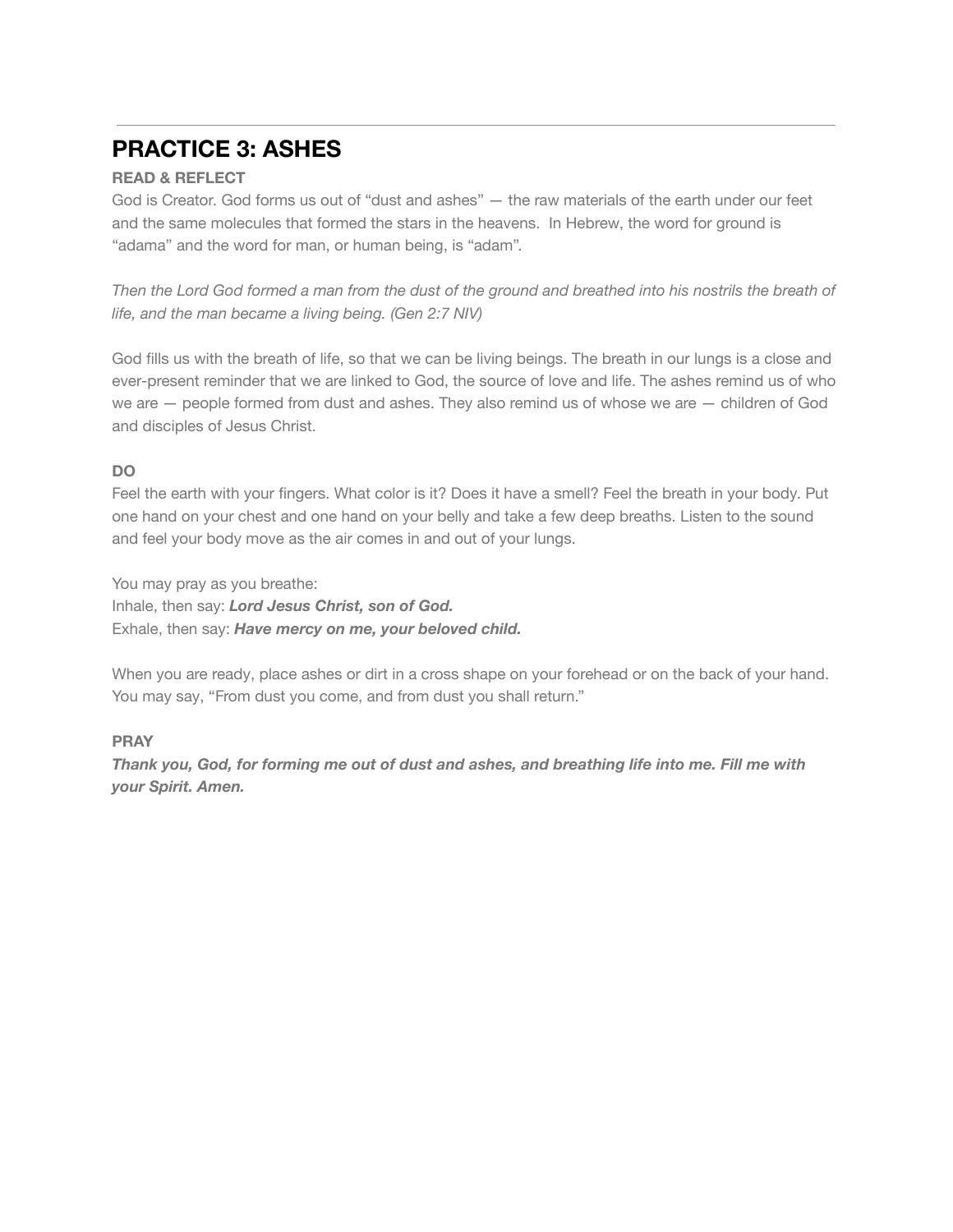## PRACTICE 3: ASHES

**READ & REFLECT**

God is Creator. God forms us out of "dust and ashes" — the raw materials of the earth under our feet and the same molecules that formed the stars in the heavens. In Hebrew, the word for ground is "adama" and the word for man, or human being, is "adam".

*Then the Lord God formed a man from the dust of the ground and breathed into his nostrils the breath of life, and the man became a living being. (Gen 2:7 NIV)*

God fills us with the breath of life, so that we can be living beings. The breath in our lungs is a close and ever-present reminder that we are linked to God, the source of love and life. The ashes remind us of who we are — people formed from dust and ashes. They also remind us of whose we are — children of God and disciples of Jesus Christ.

**DO**

Feel the earth with your fingers. What color is it? Does it have a smell? Feel the breath in your body. Put one hand on your chest and one hand on your belly and take a few deep breaths. Listen to the sound and feel your body move as the air comes in and out of your lungs.

You may pray as you breathe:
Inhale, then say: ***Lord Jesus Christ, son of God.***
Exhale, then say: ***Have mercy on me, your beloved child.***

When you are ready, place ashes or dirt in a cross shape on your forehead or on the back of your hand. You may say, "From dust you come, and from dust you shall return."

**PRAY**

***Thank you, God, for forming me out of dust and ashes, and breathing life into me. Fill me with your Spirit. Amen.***